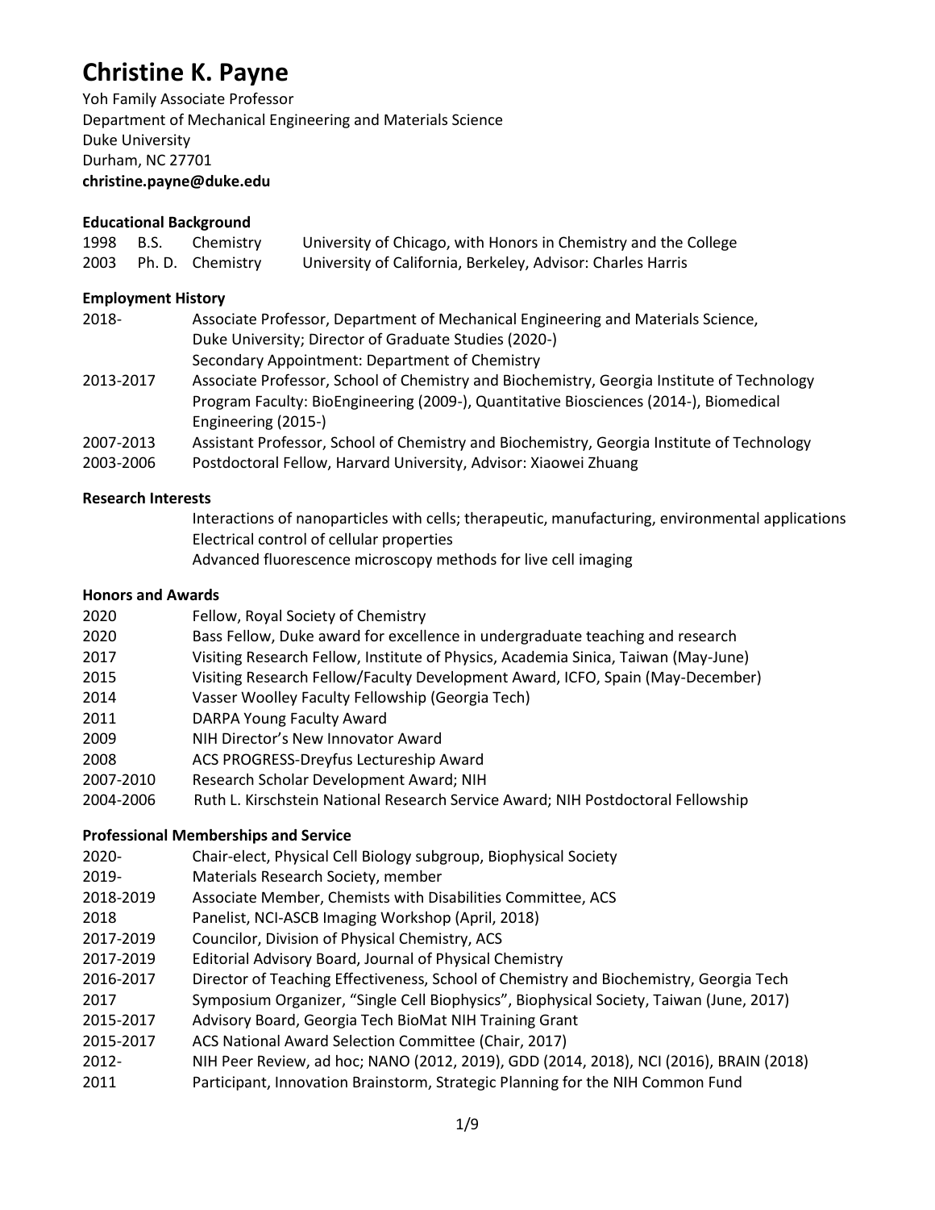# Christine K. Payne

Yoh Family Associate Professor
Department of Mechanical Engineering and Materials Science
Duke University
Durham, NC 27701
**christine.payne@duke.edu**

### Educational Background

| | | | |
|---|---|---|---|
| 1998 | B.S. | Chemistry | University of Chicago, with Honors in Chemistry and the College |
| 2003 | Ph. D. | Chemistry | University of California, Berkeley, Advisor: Charles Harris |

### Employment History

| | |
|---|---|
| 2018- | Associate Professor, Department of Mechanical Engineering and Materials Science, Duke University; Director of Graduate Studies (2020-) Secondary Appointment: Department of Chemistry |
| 2013-2017 | Associate Professor, School of Chemistry and Biochemistry, Georgia Institute of Technology Program Faculty: BioEngineering (2009-), Quantitative Biosciences (2014-), Biomedical Engineering (2015-) |
| 2007-2013 | Assistant Professor, School of Chemistry and Biochemistry, Georgia Institute of Technology |
| 2003-2006 | Postdoctoral Fellow, Harvard University, Advisor: Xiaowei Zhuang |

### Research Interests

Interactions of nanoparticles with cells; therapeutic, manufacturing, environmental applications
Electrical control of cellular properties
Advanced fluorescence microscopy methods for live cell imaging

### Honors and Awards

| | |
|---|---|
| 2020 | Fellow, Royal Society of Chemistry |
| 2020 | Bass Fellow, Duke award for excellence in undergraduate teaching and research |
| 2017 | Visiting Research Fellow, Institute of Physics, Academia Sinica, Taiwan (May-June) |
| 2015 | Visiting Research Fellow/Faculty Development Award, ICFO, Spain (May-December) |
| 2014 | Vasser Woolley Faculty Fellowship (Georgia Tech) |
| 2011 | DARPA Young Faculty Award |
| 2009 | NIH Director's New Innovator Award |
| 2008 | ACS PROGRESS-Dreyfus Lectureship Award |
| 2007-2010 | Research Scholar Development Award; NIH |
| 2004-2006 | Ruth L. Kirschstein National Research Service Award; NIH Postdoctoral Fellowship |

### Professional Memberships and Service

| | |
|---|---|
| 2020- | Chair-elect, Physical Cell Biology subgroup, Biophysical Society |
| 2019- | Materials Research Society, member |
| 2018-2019 | Associate Member, Chemists with Disabilities Committee, ACS |
| 2018 | Panelist, NCI-ASCB Imaging Workshop (April, 2018) |
| 2017-2019 | Councilor, Division of Physical Chemistry, ACS |
| 2017-2019 | Editorial Advisory Board, Journal of Physical Chemistry |
| 2016-2017 | Director of Teaching Effectiveness, School of Chemistry and Biochemistry, Georgia Tech |
| 2017 | Symposium Organizer, "Single Cell Biophysics", Biophysical Society, Taiwan (June, 2017) |
| 2015-2017 | Advisory Board, Georgia Tech BioMat NIH Training Grant |
| 2015-2017 | ACS National Award Selection Committee (Chair, 2017) |
| 2012- | NIH Peer Review, ad hoc; NANO (2012, 2019), GDD (2014, 2018), NCI (2016), BRAIN (2018) |
| 2011 | Participant, Innovation Brainstorm, Strategic Planning for the NIH Common Fund |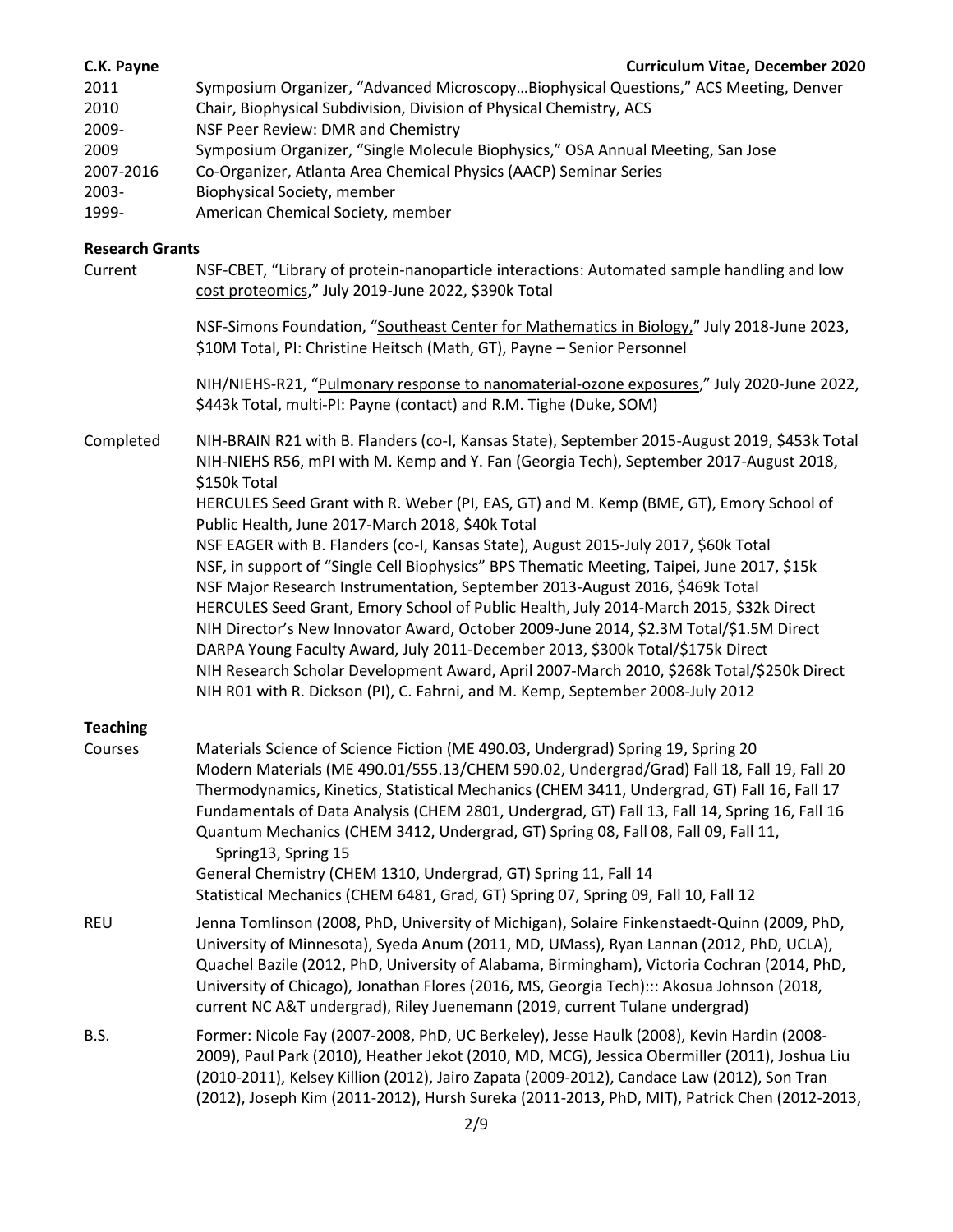| | |
|---|---|
| 2011 | Symposium Organizer, "Advanced Microscopy…Biophysical Questions," ACS Meeting, Denver |
| 2010 | Chair, Biophysical Subdivision, Division of Physical Chemistry, ACS |
| 2009- | NSF Peer Review: DMR and Chemistry |
| 2009 | Symposium Organizer, "Single Molecule Biophysics," OSA Annual Meeting, San Jose |
| 2007-2016 | Co-Organizer, Atlanta Area Chemical Physics (AACP) Seminar Series |
| 2003- | Biophysical Society, member |
| 1999- | American Chemical Society, member |

**Research Grants**

Current

NSF-CBET, "Library of protein-nanoparticle interactions: Automated sample handling and low cost proteomics," July 2019-June 2022, $390k Total

NSF-Simons Foundation, "Southeast Center for Mathematics in Biology," July 2018-June 2023, $10M Total, PI: Christine Heitsch (Math, GT), Payne – Senior Personnel

NIH/NIEHS-R21, "Pulmonary response to nanomaterial-ozone exposures," July 2020-June 2022, $443k Total, multi-PI: Payne (contact) and R.M. Tighe (Duke, SOM)

Completed

NIH-BRAIN R21 with B. Flanders (co-I, Kansas State), September 2015-August 2019, $453k Total
NIH-NIEHS R56, mPI with M. Kemp and Y. Fan (Georgia Tech), September 2017-August 2018, $150k Total
HERCULES Seed Grant with R. Weber (PI, EAS, GT) and M. Kemp (BME, GT), Emory School of Public Health, June 2017-March 2018, $40k Total
NSF EAGER with B. Flanders (co-I, Kansas State), August 2015-July 2017, $60k Total
NSF, in support of "Single Cell Biophysics" BPS Thematic Meeting, Taipei, June 2017, $15k
NSF Major Research Instrumentation, September 2013-August 2016, $469k Total
HERCULES Seed Grant, Emory School of Public Health, July 2014-March 2015, $32k Direct
NIH Director's New Innovator Award, October 2009-June 2014, $2.3M Total/$1.5M Direct
DARPA Young Faculty Award, July 2011-December 2013, $300k Total/$175k Direct
NIH Research Scholar Development Award, April 2007-March 2010, $268k Total/$250k Direct
NIH R01 with R. Dickson (PI), C. Fahrni, and M. Kemp, September 2008-July 2012

**Teaching**

Courses

Materials Science of Science Fiction (ME 490.03, Undergrad) Spring 19, Spring 20
Modern Materials (ME 490.01/555.13/CHEM 590.02, Undergrad/Grad) Fall 18, Fall 19, Fall 20
Thermodynamics, Kinetics, Statistical Mechanics (CHEM 3411, Undergrad, GT) Fall 16, Fall 17
Fundamentals of Data Analysis (CHEM 2801, Undergrad, GT) Fall 13, Fall 14, Spring 16, Fall 16
Quantum Mechanics (CHEM 3412, Undergrad, GT) Spring 08, Fall 08, Fall 09, Fall 11, Spring13, Spring 15
General Chemistry (CHEM 1310, Undergrad, GT) Spring 11, Fall 14
Statistical Mechanics (CHEM 6481, Grad, GT) Spring 07, Spring 09, Fall 10, Fall 12

REU

Jenna Tomlinson (2008, PhD, University of Michigan), Solaire Finkenstaedt-Quinn (2009, PhD, University of Minnesota), Syeda Anum (2011, MD, UMass), Ryan Lannan (2012, PhD, UCLA), Quachel Bazile (2012, PhD, University of Alabama, Birmingham), Victoria Cochran (2014, PhD, University of Chicago), Jonathan Flores (2016, MS, Georgia Tech)::: Akosua Johnson (2018, current NC A&T undergrad), Riley Juenemann (2019, current Tulane undergrad)

B.S.

Former: Nicole Fay (2007-2008, PhD, UC Berkeley), Jesse Haulk (2008), Kevin Hardin (2008-2009), Paul Park (2010), Heather Jekot (2010, MD, MCG), Jessica Obermiller (2011), Joshua Liu (2010-2011), Kelsey Killion (2012), Jairo Zapata (2009-2012), Candace Law (2012), Son Tran (2012), Joseph Kim (2011-2012), Hursh Sureka (2011-2013, PhD, MIT), Patrick Chen (2012-2013,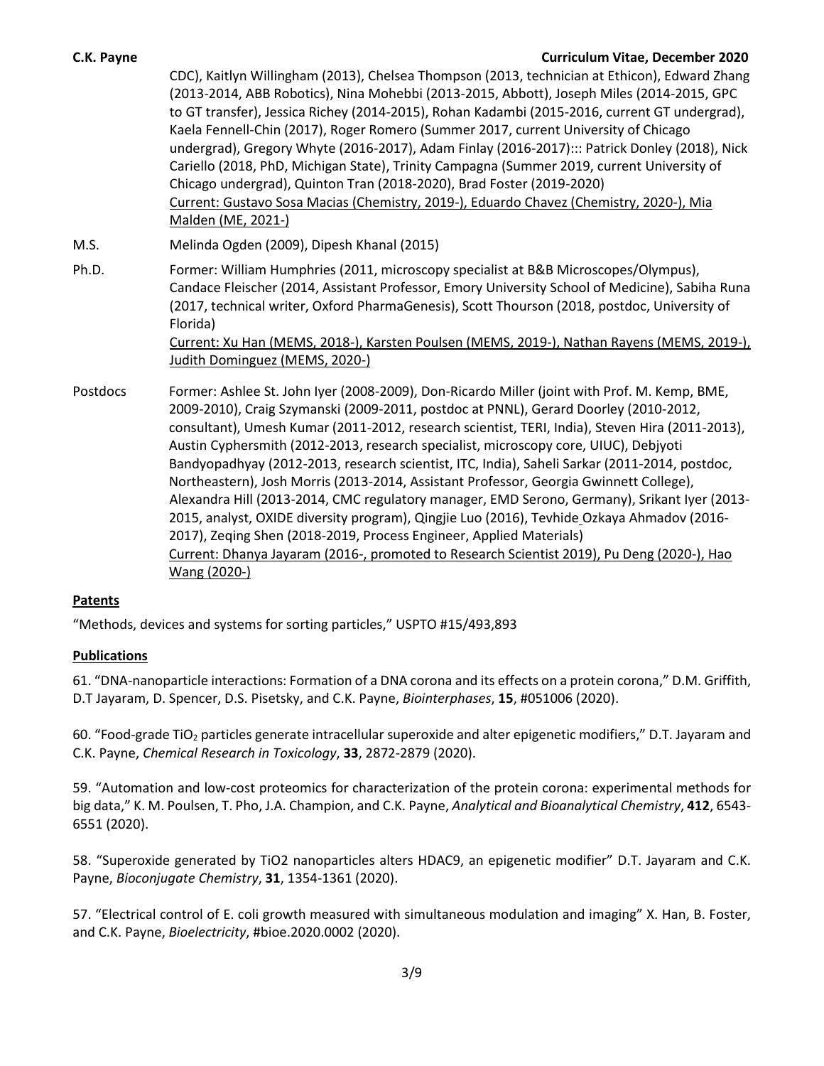CDC), Kaitlyn Willingham (2013), Chelsea Thompson (2013, technician at Ethicon), Edward Zhang (2013-2014, ABB Robotics), Nina Mohebbi (2013-2015, Abbott), Joseph Miles (2014-2015, GPC to GT transfer), Jessica Richey (2014-2015), Rohan Kadambi (2015-2016, current GT undergrad), Kaela Fennell-Chin (2017), Roger Romero (Summer 2017, current University of Chicago undergrad), Gregory Whyte (2016-2017), Adam Finlay (2016-2017)::: Patrick Donley (2018), Nick Cariello (2018, PhD, Michigan State), Trinity Campagna (Summer 2019, current University of Chicago undergrad), Quinton Tran (2018-2020), Brad Foster (2019-2020)
Current: Gustavo Sosa Macias (Chemistry, 2019-), Eduardo Chavez (Chemistry, 2020-), Mia Malden (ME, 2021-)

M.S. Melinda Ogden (2009), Dipesh Khanal (2015)

Ph.D. Former: William Humphries (2011, microscopy specialist at B&B Microscopes/Olympus), Candace Fleischer (2014, Assistant Professor, Emory University School of Medicine), Sabiha Runa (2017, technical writer, Oxford PharmaGenesis), Scott Thourson (2018, postdoc, University of Florida)
Current: Xu Han (MEMS, 2018-), Karsten Poulsen (MEMS, 2019-), Nathan Rayens (MEMS, 2019-), Judith Dominguez (MEMS, 2020-)

Postdocs Former: Ashlee St. John Iyer (2008-2009), Don-Ricardo Miller (joint with Prof. M. Kemp, BME, 2009-2010), Craig Szymanski (2009-2011, postdoc at PNNL), Gerard Doorley (2010-2012, consultant), Umesh Kumar (2011-2012, research scientist, TERI, India), Steven Hira (2011-2013), Austin Cyphersmith (2012-2013, research specialist, microscopy core, UIUC), Debjyoti Bandyopadhyay (2012-2013, research scientist, ITC, India), Saheli Sarkar (2011-2014, postdoc, Northeastern), Josh Morris (2013-2014, Assistant Professor, Georgia Gwinnett College), Alexandra Hill (2013-2014, CMC regulatory manager, EMD Serono, Germany), Srikant Iyer (2013-2015, analyst, OXIDE diversity program), Qingjie Luo (2016), Tevhide Ozkaya Ahmadov (2016-2017), Zeqing Shen (2018-2019, Process Engineer, Applied Materials)
Current: Dhanya Jayaram (2016-, promoted to Research Scientist 2019), Pu Deng (2020-), Hao Wang (2020-)

## Patents

"Methods, devices and systems for sorting particles," USPTO #15/493,893

## Publications

61. "DNA-nanoparticle interactions: Formation of a DNA corona and its effects on a protein corona," D.M. Griffith, D.T Jayaram, D. Spencer, D.S. Pisetsky, and C.K. Payne, *Biointerphases*, **15**, #051006 (2020).

60. "Food-grade $TiO_2$ particles generate intracellular superoxide and alter epigenetic modifiers," D.T. Jayaram and C.K. Payne, *Chemical Research in Toxicology*, **33**, 2872-2879 (2020).

59. "Automation and low-cost proteomics for characterization of the protein corona: experimental methods for big data," K. M. Poulsen, T. Pho, J.A. Champion, and C.K. Payne, *Analytical and Bioanalytical Chemistry*, **412**, 6543-6551 (2020).

58. "Superoxide generated by TiO2 nanoparticles alters HDAC9, an epigenetic modifier" D.T. Jayaram and C.K. Payne, *Bioconjugate Chemistry*, **31**, 1354-1361 (2020).

57. "Electrical control of E. coli growth measured with simultaneous modulation and imaging" X. Han, B. Foster, and C.K. Payne, *Bioelectricity*, #bioe.2020.0002 (2020).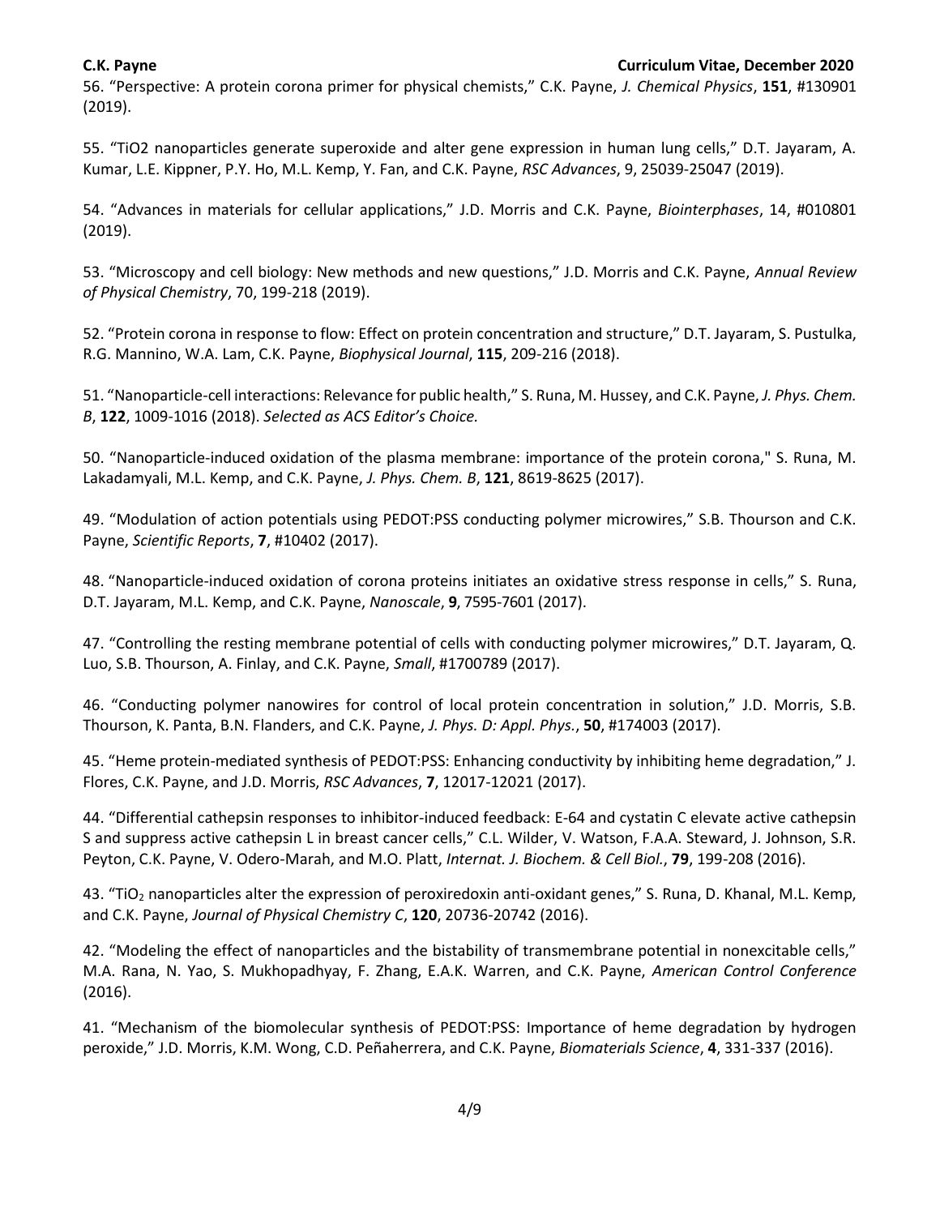56. "Perspective: A protein corona primer for physical chemists," C.K. Payne, *J. Chemical Physics*, **151**, #130901 (2019).

55. "TiO2 nanoparticles generate superoxide and alter gene expression in human lung cells," D.T. Jayaram, A. Kumar, L.E. Kippner, P.Y. Ho, M.L. Kemp, Y. Fan, and C.K. Payne, *RSC Advances*, 9, 25039-25047 (2019).

54. "Advances in materials for cellular applications," J.D. Morris and C.K. Payne, *Biointerphases*, 14, #010801 (2019).

53. "Microscopy and cell biology: New methods and new questions," J.D. Morris and C.K. Payne, *Annual Review of Physical Chemistry*, 70, 199-218 (2019).

52. "Protein corona in response to flow: Effect on protein concentration and structure," D.T. Jayaram, S. Pustulka, R.G. Mannino, W.A. Lam, C.K. Payne, *Biophysical Journal*, **115**, 209-216 (2018).

51. "Nanoparticle-cell interactions: Relevance for public health," S. Runa, M. Hussey, and C.K. Payne, *J. Phys. Chem. B*, **122**, 1009-1016 (2018). *Selected as ACS Editor's Choice.*

50. "Nanoparticle-induced oxidation of the plasma membrane: importance of the protein corona," S. Runa, M. Lakadamyali, M.L. Kemp, and C.K. Payne, *J. Phys. Chem. B*, **121**, 8619-8625 (2017).

49. "Modulation of action potentials using PEDOT:PSS conducting polymer microwires," S.B. Thourson and C.K. Payne, *Scientific Reports*, **7**, #10402 (2017).

48. "Nanoparticle-induced oxidation of corona proteins initiates an oxidative stress response in cells," S. Runa, D.T. Jayaram, M.L. Kemp, and C.K. Payne, *Nanoscale*, **9**, 7595-7601 (2017).

47. "Controlling the resting membrane potential of cells with conducting polymer microwires," D.T. Jayaram, Q. Luo, S.B. Thourson, A. Finlay, and C.K. Payne, *Small*, #1700789 (2017).

46. "Conducting polymer nanowires for control of local protein concentration in solution," J.D. Morris, S.B. Thourson, K. Panta, B.N. Flanders, and C.K. Payne, *J. Phys. D: Appl. Phys.*, **50**, #174003 (2017).

45. "Heme protein-mediated synthesis of PEDOT:PSS: Enhancing conductivity by inhibiting heme degradation," J. Flores, C.K. Payne, and J.D. Morris, *RSC Advances*, **7**, 12017-12021 (2017).

44. "Differential cathepsin responses to inhibitor-induced feedback: E-64 and cystatin C elevate active cathepsin S and suppress active cathepsin L in breast cancer cells," C.L. Wilder, V. Watson, F.A.A. Steward, J. Johnson, S.R. Peyton, C.K. Payne, V. Odero-Marah, and M.O. Platt, *Internat. J. Biochem. & Cell Biol.*, **79**, 199-208 (2016).

43. "$TiO_2$ nanoparticles alter the expression of peroxiredoxin anti-oxidant genes," S. Runa, D. Khanal, M.L. Kemp, and C.K. Payne, *Journal of Physical Chemistry C*, **120**, 20736-20742 (2016).

42. "Modeling the effect of nanoparticles and the bistability of transmembrane potential in nonexcitable cells," M.A. Rana, N. Yao, S. Mukhopadhyay, F. Zhang, E.A.K. Warren, and C.K. Payne, *American Control Conference* (2016).

41. "Mechanism of the biomolecular synthesis of PEDOT:PSS: Importance of heme degradation by hydrogen peroxide," J.D. Morris, K.M. Wong, C.D. Peñaherrera, and C.K. Payne, *Biomaterials Science*, **4**, 331-337 (2016).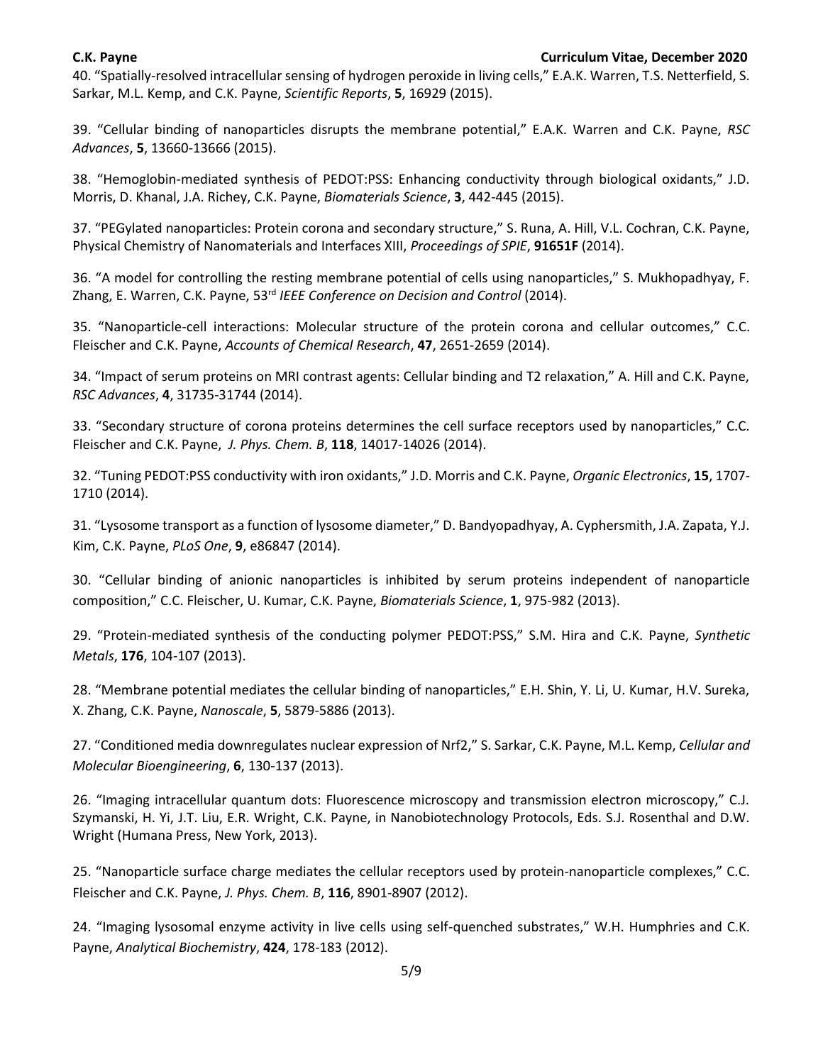40. "Spatially-resolved intracellular sensing of hydrogen peroxide in living cells," E.A.K. Warren, T.S. Netterfield, S. Sarkar, M.L. Kemp, and C.K. Payne, *Scientific Reports*, **5**, 16929 (2015).

39. "Cellular binding of nanoparticles disrupts the membrane potential," E.A.K. Warren and C.K. Payne, *RSC Advances*, **5**, 13660-13666 (2015).

38. "Hemoglobin-mediated synthesis of PEDOT:PSS: Enhancing conductivity through biological oxidants," J.D. Morris, D. Khanal, J.A. Richey, C.K. Payne, *Biomaterials Science*, **3**, 442-445 (2015).

37. "PEGylated nanoparticles: Protein corona and secondary structure," S. Runa, A. Hill, V.L. Cochran, C.K. Payne, Physical Chemistry of Nanomaterials and Interfaces XIII, *Proceedings of SPIE*, **91651F** (2014).

36. "A model for controlling the resting membrane potential of cells using nanoparticles," S. Mukhopadhyay, F. Zhang, E. Warren, C.K. Payne, 53rd *IEEE Conference on Decision and Control* (2014).

35. "Nanoparticle-cell interactions: Molecular structure of the protein corona and cellular outcomes," C.C. Fleischer and C.K. Payne, *Accounts of Chemical Research*, **47**, 2651-2659 (2014).

34. "Impact of serum proteins on MRI contrast agents: Cellular binding and T2 relaxation," A. Hill and C.K. Payne, *RSC Advances*, **4**, 31735-31744 (2014).

33. "Secondary structure of corona proteins determines the cell surface receptors used by nanoparticles," C.C. Fleischer and C.K. Payne, *J. Phys. Chem. B*, **118**, 14017-14026 (2014).

32. "Tuning PEDOT:PSS conductivity with iron oxidants," J.D. Morris and C.K. Payne, *Organic Electronics*, **15**, 1707-1710 (2014).

31. "Lysosome transport as a function of lysosome diameter," D. Bandyopadhyay, A. Cyphersmith, J.A. Zapata, Y.J. Kim, C.K. Payne, *PLoS One*, **9**, e86847 (2014).

30. "Cellular binding of anionic nanoparticles is inhibited by serum proteins independent of nanoparticle composition," C.C. Fleischer, U. Kumar, C.K. Payne, *Biomaterials Science*, **1**, 975-982 (2013).

29. "Protein-mediated synthesis of the conducting polymer PEDOT:PSS," S.M. Hira and C.K. Payne, *Synthetic Metals*, **176**, 104-107 (2013).

28. "Membrane potential mediates the cellular binding of nanoparticles," E.H. Shin, Y. Li, U. Kumar, H.V. Sureka, X. Zhang, C.K. Payne, *Nanoscale*, **5**, 5879-5886 (2013).

27. "Conditioned media downregulates nuclear expression of Nrf2," S. Sarkar, C.K. Payne, M.L. Kemp, *Cellular and Molecular Bioengineering*, **6**, 130-137 (2013).

26. "Imaging intracellular quantum dots: Fluorescence microscopy and transmission electron microscopy," C.J. Szymanski, H. Yi, J.T. Liu, E.R. Wright, C.K. Payne, in Nanobiotechnology Protocols, Eds. S.J. Rosenthal and D.W. Wright (Humana Press, New York, 2013).

25. "Nanoparticle surface charge mediates the cellular receptors used by protein-nanoparticle complexes," C.C. Fleischer and C.K. Payne, *J. Phys. Chem. B*, **116**, 8901-8907 (2012).

24. "Imaging lysosomal enzyme activity in live cells using self-quenched substrates," W.H. Humphries and C.K. Payne, *Analytical Biochemistry*, **424**, 178-183 (2012).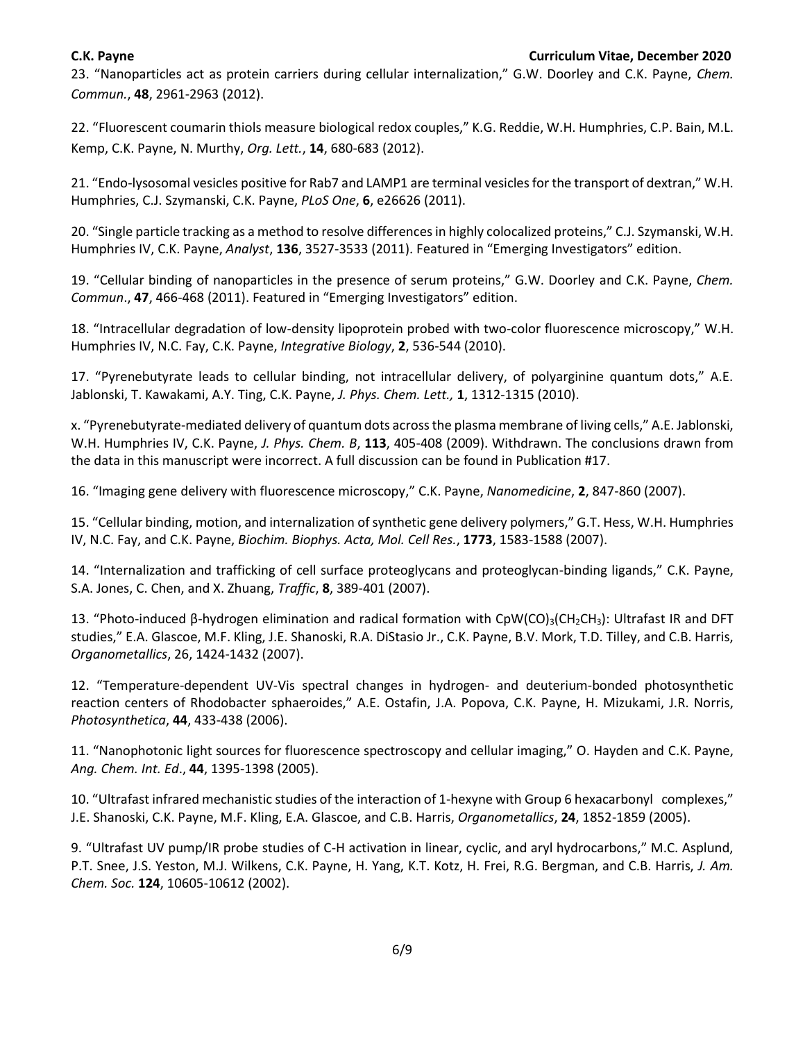23. “Nanoparticles act as protein carriers during cellular internalization,” G.W. Doorley and C.K. Payne, *Chem. Commun.*, **48**, 2961-2963 (2012).

22. “Fluorescent coumarin thiols measure biological redox couples,” K.G. Reddie, W.H. Humphries, C.P. Bain, M.L. Kemp, C.K. Payne, N. Murthy, *Org. Lett.*, **14**, 680-683 (2012).

21. “Endo-lysosomal vesicles positive for Rab7 and LAMP1 are terminal vesicles for the transport of dextran,” W.H. Humphries, C.J. Szymanski, C.K. Payne, *PLoS One*, **6**, e26626 (2011).

20. “Single particle tracking as a method to resolve differences in highly colocalized proteins,” C.J. Szymanski, W.H. Humphries IV, C.K. Payne, *Analyst*, **136**, 3527-3533 (2011). Featured in “Emerging Investigators” edition.

19. “Cellular binding of nanoparticles in the presence of serum proteins,” G.W. Doorley and C.K. Payne, *Chem. Commun*., **47**, 466-468 (2011). Featured in “Emerging Investigators” edition.

18. “Intracellular degradation of low-density lipoprotein probed with two-color fluorescence microscopy,” W.H. Humphries IV, N.C. Fay, C.K. Payne, *Integrative Biology*, **2**, 536-544 (2010).

17. “Pyrenebutyrate leads to cellular binding, not intracellular delivery, of polyarginine quantum dots,” A.E. Jablonski, T. Kawakami, A.Y. Ting, C.K. Payne, *J. Phys. Chem. Lett.,* **1**, 1312-1315 (2010).

x. “Pyrenebutyrate-mediated delivery of quantum dots across the plasma membrane of living cells,” A.E. Jablonski, W.H. Humphries IV, C.K. Payne, *J. Phys. Chem. B*, **113**, 405-408 (2009). Withdrawn. The conclusions drawn from the data in this manuscript were incorrect. A full discussion can be found in Publication #17.

16. “Imaging gene delivery with fluorescence microscopy,” C.K. Payne, *Nanomedicine*, **2**, 847-860 (2007).

15. “Cellular binding, motion, and internalization of synthetic gene delivery polymers,” G.T. Hess, W.H. Humphries IV, N.C. Fay, and C.K. Payne, *Biochim. Biophys. Acta, Mol. Cell Res.*, **1773**, 1583-1588 (2007).

14. “Internalization and trafficking of cell surface proteoglycans and proteoglycan-binding ligands,” C.K. Payne, S.A. Jones, C. Chen, and X. Zhuang, *Traffic*, **8**, 389-401 (2007).

13. “Photo-induced β-hydrogen elimination and radical formation with $CpW(CO)_3(CH_2CH_3)$: Ultrafast IR and DFT studies,” E.A. Glascoe, M.F. Kling, J.E. Shanoski, R.A. DiStasio Jr., C.K. Payne, B.V. Mork, T.D. Tilley, and C.B. Harris, *Organometallics*, 26, 1424-1432 (2007).

12. “Temperature-dependent UV-Vis spectral changes in hydrogen- and deuterium-bonded photosynthetic reaction centers of Rhodobacter sphaeroides,” A.E. Ostafin, J.A. Popova, C.K. Payne, H. Mizukami, J.R. Norris, *Photosynthetica*, **44**, 433-438 (2006).

11. “Nanophotonic light sources for fluorescence spectroscopy and cellular imaging,” O. Hayden and C.K. Payne, *Ang. Chem. Int. Ed*., **44**, 1395-1398 (2005).

10. “Ultrafast infrared mechanistic studies of the interaction of 1-hexyne with Group 6 hexacarbonyl complexes,” J.E. Shanoski, C.K. Payne, M.F. Kling, E.A. Glascoe, and C.B. Harris, *Organometallics*, **24**, 1852-1859 (2005).

9. “Ultrafast UV pump/IR probe studies of C-H activation in linear, cyclic, and aryl hydrocarbons,” M.C. Asplund, P.T. Snee, J.S. Yeston, M.J. Wilkens, C.K. Payne, H. Yang, K.T. Kotz, H. Frei, R.G. Bergman, and C.B. Harris, *J. Am. Chem. Soc.* **124**, 10605-10612 (2002).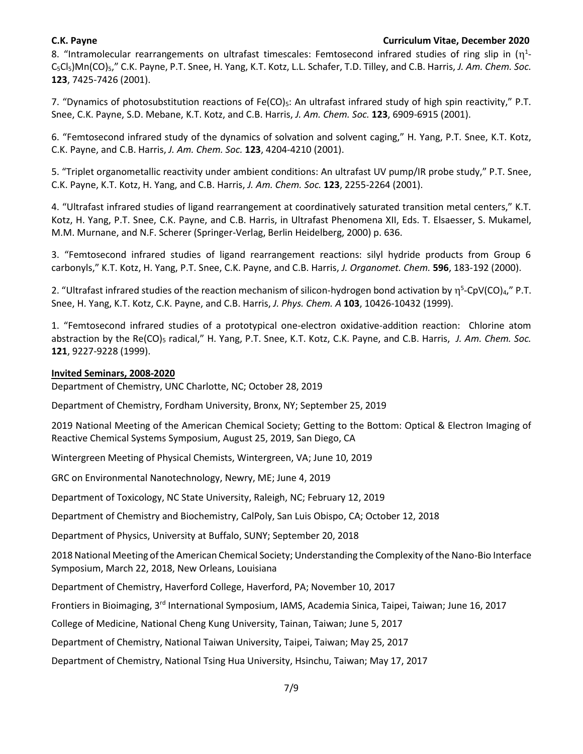8. “Intramolecular rearrangements on ultrafast timescales: Femtosecond infrared studies of ring slip in ($\eta^1$-$C_5Cl_5$)$Mn(CO)_5$,” C.K. Payne, P.T. Snee, H. Yang, K.T. Kotz, L.L. Schafer, T.D. Tilley, and C.B. Harris, *J. Am. Chem. Soc.* **123**, 7425-7426 (2001).

7. “Dynamics of photosubstitution reactions of $Fe(CO)_5$: An ultrafast infrared study of high spin reactivity,” P.T. Snee, C.K. Payne, S.D. Mebane, K.T. Kotz, and C.B. Harris, *J. Am. Chem. Soc.* **123**, 6909-6915 (2001).

6. “Femtosecond infrared study of the dynamics of solvation and solvent caging,” H. Yang, P.T. Snee, K.T. Kotz, C.K. Payne, and C.B. Harris, *J. Am. Chem. Soc.* **123**, 4204-4210 (2001).

5. “Triplet organometallic reactivity under ambient conditions: An ultrafast UV pump/IR probe study,” P.T. Snee, C.K. Payne, K.T. Kotz, H. Yang, and C.B. Harris, *J. Am. Chem. Soc.* **123**, 2255-2264 (2001).

4. “Ultrafast infrared studies of ligand rearrangement at coordinatively saturated transition metal centers,” K.T. Kotz, H. Yang, P.T. Snee, C.K. Payne, and C.B. Harris, in Ultrafast Phenomena XII, Eds. T. Elsaesser, S. Mukamel, M.M. Murnane, and N.F. Scherer (Springer-Verlag, Berlin Heidelberg, 2000) p. 636.

3. “Femtosecond infrared studies of ligand rearrangement reactions: silyl hydride products from Group 6 carbonyls,” K.T. Kotz, H. Yang, P.T. Snee, C.K. Payne, and C.B. Harris, *J. Organomet. Chem.* **596**, 183-192 (2000).

2. “Ultrafast infrared studies of the reaction mechanism of silicon-hydrogen bond activation by $\eta^5$-$CpV(CO)_4$,” P.T. Snee, H. Yang, K.T. Kotz, C.K. Payne, and C.B. Harris, *J. Phys. Chem. A* **103**, 10426-10432 (1999).

1. “Femtosecond infrared studies of a prototypical one-electron oxidative-addition reaction: Chlorine atom abstraction by the $Re(CO)_5$ radical,” H. Yang, P.T. Snee, K.T. Kotz, C.K. Payne, and C.B. Harris, *J. Am. Chem. Soc.* **121**, 9227-9228 (1999).

## Invited Seminars, 2008-2020

Department of Chemistry, UNC Charlotte, NC; October 28, 2019

Department of Chemistry, Fordham University, Bronx, NY; September 25, 2019

2019 National Meeting of the American Chemical Society; Getting to the Bottom: Optical & Electron Imaging of Reactive Chemical Systems Symposium, August 25, 2019, San Diego, CA

Wintergreen Meeting of Physical Chemists, Wintergreen, VA; June 10, 2019

GRC on Environmental Nanotechnology, Newry, ME; June 4, 2019

Department of Toxicology, NC State University, Raleigh, NC; February 12, 2019

Department of Chemistry and Biochemistry, CalPoly, San Luis Obispo, CA; October 12, 2018

Department of Physics, University at Buffalo, SUNY; September 20, 2018

2018 National Meeting of the American Chemical Society; Understanding the Complexity of the Nano-Bio Interface Symposium, March 22, 2018, New Orleans, Louisiana

Department of Chemistry, Haverford College, Haverford, PA; November 10, 2017

Frontiers in Bioimaging, 3rd International Symposium, IAMS, Academia Sinica, Taipei, Taiwan; June 16, 2017

College of Medicine, National Cheng Kung University, Tainan, Taiwan; June 5, 2017

Department of Chemistry, National Taiwan University, Taipei, Taiwan; May 25, 2017

Department of Chemistry, National Tsing Hua University, Hsinchu, Taiwan; May 17, 2017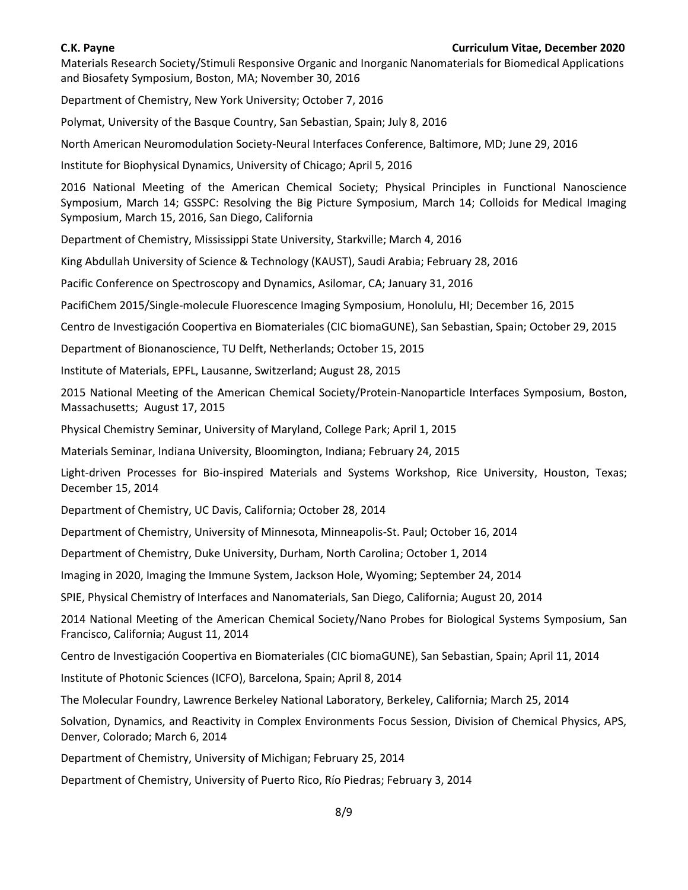Materials Research Society/Stimuli Responsive Organic and Inorganic Nanomaterials for Biomedical Applications and Biosafety Symposium, Boston, MA; November 30, 2016

Department of Chemistry, New York University; October 7, 2016

Polymat, University of the Basque Country, San Sebastian, Spain; July 8, 2016

North American Neuromodulation Society-Neural Interfaces Conference, Baltimore, MD; June 29, 2016

Institute for Biophysical Dynamics, University of Chicago; April 5, 2016

2016 National Meeting of the American Chemical Society; Physical Principles in Functional Nanoscience Symposium, March 14; GSSPC: Resolving the Big Picture Symposium, March 14; Colloids for Medical Imaging Symposium, March 15, 2016, San Diego, California

Department of Chemistry, Mississippi State University, Starkville; March 4, 2016

King Abdullah University of Science & Technology (KAUST), Saudi Arabia; February 28, 2016

Pacific Conference on Spectroscopy and Dynamics, Asilomar, CA; January 31, 2016

PacifiChem 2015/Single-molecule Fluorescence Imaging Symposium, Honolulu, HI; December 16, 2015

Centro de Investigación Coopertiva en Biomateriales (CIC biomaGUNE), San Sebastian, Spain; October 29, 2015

Department of Bionanoscience, TU Delft, Netherlands; October 15, 2015

Institute of Materials, EPFL, Lausanne, Switzerland; August 28, 2015

2015 National Meeting of the American Chemical Society/Protein-Nanoparticle Interfaces Symposium, Boston, Massachusetts; August 17, 2015

Physical Chemistry Seminar, University of Maryland, College Park; April 1, 2015

Materials Seminar, Indiana University, Bloomington, Indiana; February 24, 2015

Light-driven Processes for Bio-inspired Materials and Systems Workshop, Rice University, Houston, Texas; December 15, 2014

Department of Chemistry, UC Davis, California; October 28, 2014

Department of Chemistry, University of Minnesota, Minneapolis-St. Paul; October 16, 2014

Department of Chemistry, Duke University, Durham, North Carolina; October 1, 2014

Imaging in 2020, Imaging the Immune System, Jackson Hole, Wyoming; September 24, 2014

SPIE, Physical Chemistry of Interfaces and Nanomaterials, San Diego, California; August 20, 2014

2014 National Meeting of the American Chemical Society/Nano Probes for Biological Systems Symposium, San Francisco, California; August 11, 2014

Centro de Investigación Coopertiva en Biomateriales (CIC biomaGUNE), San Sebastian, Spain; April 11, 2014

Institute of Photonic Sciences (ICFO), Barcelona, Spain; April 8, 2014

The Molecular Foundry, Lawrence Berkeley National Laboratory, Berkeley, California; March 25, 2014

Solvation, Dynamics, and Reactivity in Complex Environments Focus Session, Division of Chemical Physics, APS, Denver, Colorado; March 6, 2014

Department of Chemistry, University of Michigan; February 25, 2014

Department of Chemistry, University of Puerto Rico, Río Piedras; February 3, 2014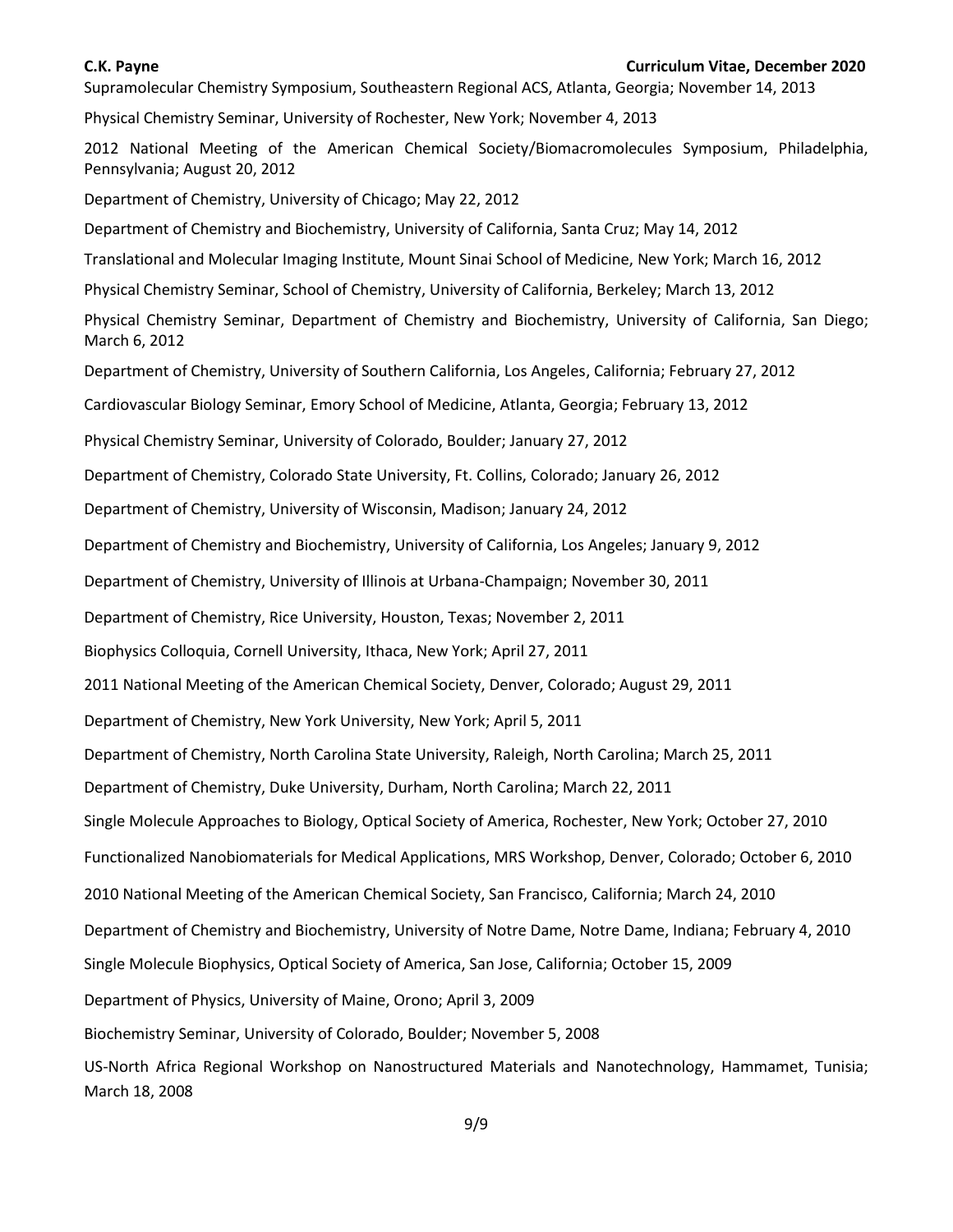Supramolecular Chemistry Symposium, Southeastern Regional ACS, Atlanta, Georgia; November 14, 2013

Physical Chemistry Seminar, University of Rochester, New York; November 4, 2013

2012 National Meeting of the American Chemical Society/Biomacromolecules Symposium, Philadelphia, Pennsylvania; August 20, 2012

Department of Chemistry, University of Chicago; May 22, 2012

Department of Chemistry and Biochemistry, University of California, Santa Cruz; May 14, 2012

Translational and Molecular Imaging Institute, Mount Sinai School of Medicine, New York; March 16, 2012

Physical Chemistry Seminar, School of Chemistry, University of California, Berkeley; March 13, 2012

Physical Chemistry Seminar, Department of Chemistry and Biochemistry, University of California, San Diego; March 6, 2012

Department of Chemistry, University of Southern California, Los Angeles, California; February 27, 2012

Cardiovascular Biology Seminar, Emory School of Medicine, Atlanta, Georgia; February 13, 2012

Physical Chemistry Seminar, University of Colorado, Boulder; January 27, 2012

Department of Chemistry, Colorado State University, Ft. Collins, Colorado; January 26, 2012

Department of Chemistry, University of Wisconsin, Madison; January 24, 2012

Department of Chemistry and Biochemistry, University of California, Los Angeles; January 9, 2012

Department of Chemistry, University of Illinois at Urbana-Champaign; November 30, 2011

Department of Chemistry, Rice University, Houston, Texas; November 2, 2011

Biophysics Colloquia, Cornell University, Ithaca, New York; April 27, 2011

2011 National Meeting of the American Chemical Society, Denver, Colorado; August 29, 2011

Department of Chemistry, New York University, New York; April 5, 2011

Department of Chemistry, North Carolina State University, Raleigh, North Carolina; March 25, 2011

Department of Chemistry, Duke University, Durham, North Carolina; March 22, 2011

Single Molecule Approaches to Biology, Optical Society of America, Rochester, New York; October 27, 2010

Functionalized Nanobiomaterials for Medical Applications, MRS Workshop, Denver, Colorado; October 6, 2010

2010 National Meeting of the American Chemical Society, San Francisco, California; March 24, 2010

Department of Chemistry and Biochemistry, University of Notre Dame, Notre Dame, Indiana; February 4, 2010

Single Molecule Biophysics, Optical Society of America, San Jose, California; October 15, 2009

Department of Physics, University of Maine, Orono; April 3, 2009

Biochemistry Seminar, University of Colorado, Boulder; November 5, 2008

US-North Africa Regional Workshop on Nanostructured Materials and Nanotechnology, Hammamet, Tunisia; March 18, 2008